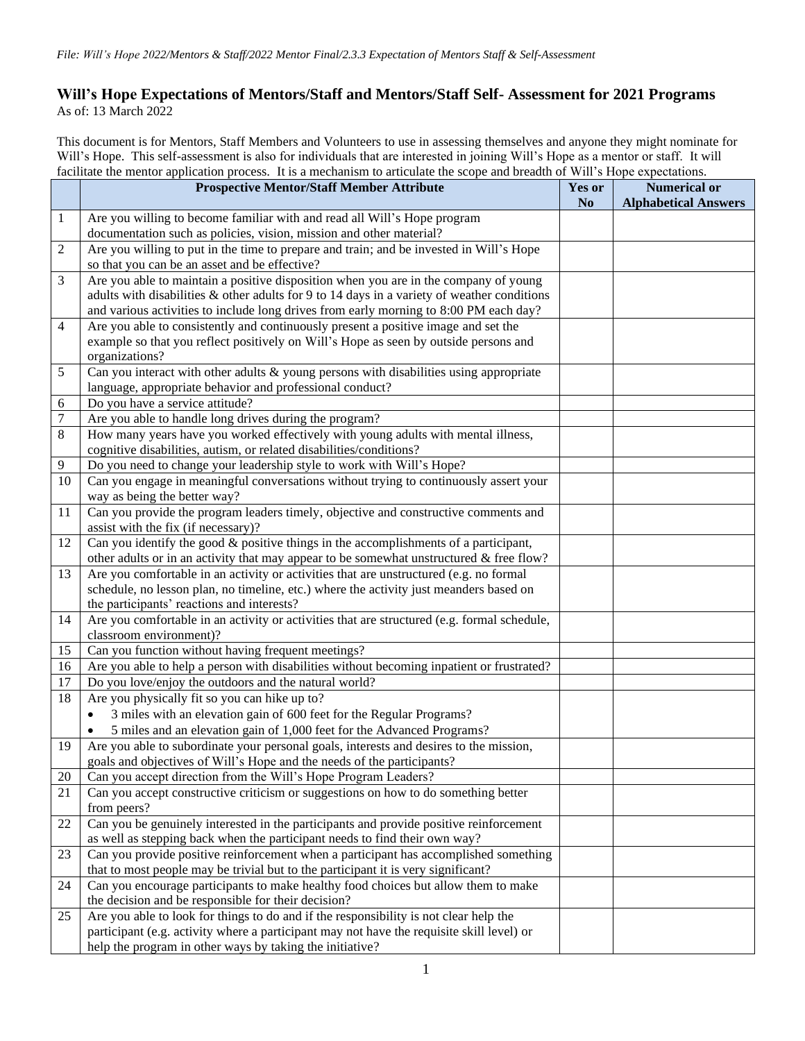*File: Will's Hope 2022/Mentors & Staff/2022 Mentor Final/2.3.3 Expectation of Mentors Staff & Self-Assessment*

# Will's Hope Expectations of Mentors/Staff and Mentors/Staff Self- Assessment for 2021 Programs

As of: 13 March 2022

This document is for Mentors, Staff Members and Volunteers to use in assessing themselves and anyone they might nominate for Will's Hope. This self-assessment is also for individuals that are interested in joining Will's Hope as a mentor or staff. It will facilitate the mentor application process. It is a mechanism to articulate the scope and breadth of Will's Hope expectations.

| | Prospective Mentor/Staff Member Attribute | Yes or No | Numerical or Alphabetical Answers |
|---|---|---|---|
| 1 | Are you willing to become familiar with and read all Will's Hope program documentation such as policies, vision, mission and other material? | | |
| 2 | Are you willing to put in the time to prepare and train; and be invested in Will's Hope so that you can be an asset and be effective? | | |
| 3 | Are you able to maintain a positive disposition when you are in the company of young adults with disabilities & other adults for 9 to 14 days in a variety of weather conditions and various activities to include long drives from early morning to 8:00 PM each day? | | |
| 4 | Are you able to consistently and continuously present a positive image and set the example so that you reflect positively on Will's Hope as seen by outside persons and organizations? | | |
| 5 | Can you interact with other adults & young persons with disabilities using appropriate language, appropriate behavior and professional conduct? | | |
| 6 | Do you have a service attitude? | | |
| 7 | Are you able to handle long drives during the program? | | |
| 8 | How many years have you worked effectively with young adults with mental illness, cognitive disabilities, autism, or related disabilities/conditions? | | |
| 9 | Do you need to change your leadership style to work with Will's Hope? | | |
| 10 | Can you engage in meaningful conversations without trying to continuously assert your way as being the better way? | | |
| 11 | Can you provide the program leaders timely, objective and constructive comments and assist with the fix (if necessary)? | | |
| 12 | Can you identify the good & positive things in the accomplishments of a participant, other adults or in an activity that may appear to be somewhat unstructured & free flow? | | |
| 13 | Are you comfortable in an activity or activities that are unstructured (e.g. no formal schedule, no lesson plan, no timeline, etc.) where the activity just meanders based on the participants' reactions and interests? | | |
| 14 | Are you comfortable in an activity or activities that are structured (e.g. formal schedule, classroom environment)? | | |
| 15 | Can you function without having frequent meetings? | | |
| 16 | Are you able to help a person with disabilities without becoming inpatient or frustrated? | | |
| 17 | Do you love/enjoy the outdoors and the natural world? | | |
| 18 | Are you physically fit so you can hike up to?<br>• 3 miles with an elevation gain of 600 feet for the Regular Programs?<br>• 5 miles and an elevation gain of 1,000 feet for the Advanced Programs? | | |
| 19 | Are you able to subordinate your personal goals, interests and desires to the mission, goals and objectives of Will's Hope and the needs of the participants? | | |
| 20 | Can you accept direction from the Will's Hope Program Leaders? | | |
| 21 | Can you accept constructive criticism or suggestions on how to do something better from peers? | | |
| 22 | Can you be genuinely interested in the participants and provide positive reinforcement as well as stepping back when the participant needs to find their own way? | | |
| 23 | Can you provide positive reinforcement when a participant has accomplished something that to most people may be trivial but to the participant it is very significant? | | |
| 24 | Can you encourage participants to make healthy food choices but allow them to make the decision and be responsible for their decision? | | |
| 25 | Are you able to look for things to do and if the responsibility is not clear help the participant (e.g. activity where a participant may not have the requisite skill level) or help the program in other ways by taking the initiative? | | |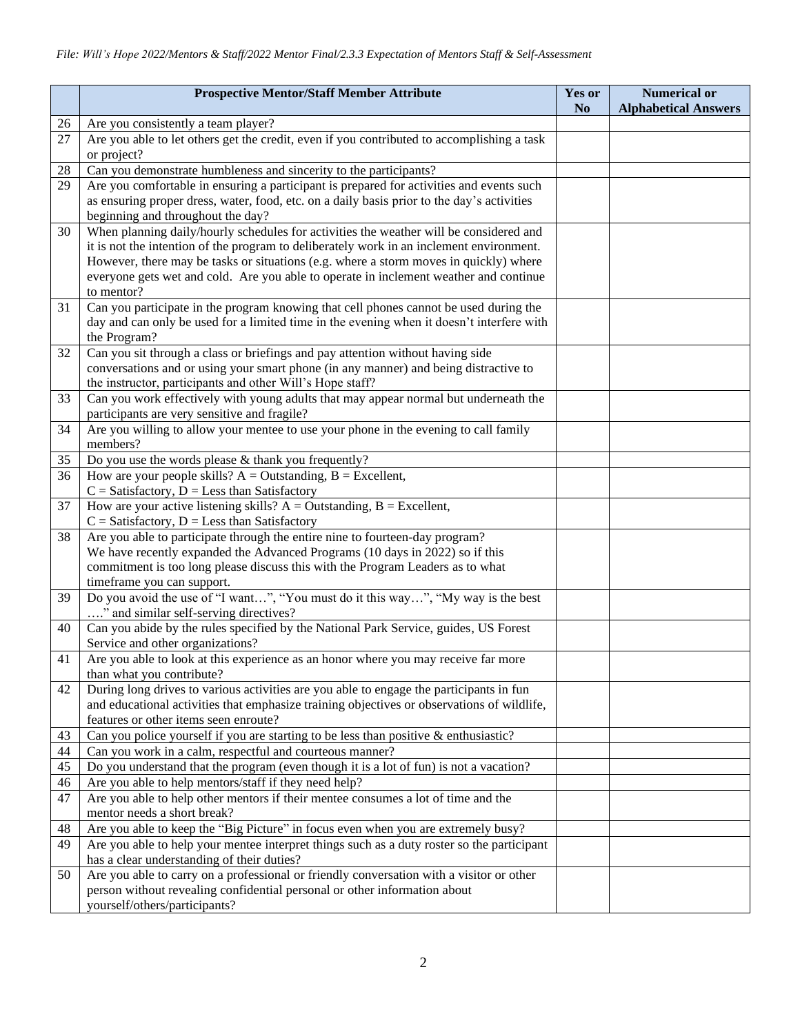*File: Will's Hope 2022/Mentors & Staff/2022 Mentor Final/2.3.3 Expectation of Mentors Staff & Self-Assessment*

| | Prospective Mentor/Staff Member Attribute | Yes or No | Numerical or Alphabetical Answers |
|---|---|---|---|
| 26 | Are you consistently a team player? | | |
| 27 | Are you able to let others get the credit, even if you contributed to accomplishing a task or project? | | |
| 28 | Can you demonstrate humbleness and sincerity to the participants? | | |
| 29 | Are you comfortable in ensuring a participant is prepared for activities and events such as ensuring proper dress, water, food, etc. on a daily basis prior to the day's activities beginning and throughout the day? | | |
| 30 | When planning daily/hourly schedules for activities the weather will be considered and it is not the intention of the program to deliberately work in an inclement environment. However, there may be tasks or situations (e.g. where a storm moves in quickly) where everyone gets wet and cold. Are you able to operate in inclement weather and continue to mentor? | | |
| 31 | Can you participate in the program knowing that cell phones cannot be used during the day and can only be used for a limited time in the evening when it doesn't interfere with the Program? | | |
| 32 | Can you sit through a class or briefings and pay attention without having side conversations and or using your smart phone (in any manner) and being distractive to the instructor, participants and other Will's Hope staff? | | |
| 33 | Can you work effectively with young adults that may appear normal but underneath the participants are very sensitive and fragile? | | |
| 34 | Are you willing to allow your mentee to use your phone in the evening to call family members? | | |
| 35 | Do you use the words please & thank you frequently? | | |
| 36 | How are your people skills? A = Outstanding, B = Excellent, C = Satisfactory, D = Less than Satisfactory | | |
| 37 | How are your active listening skills? A = Outstanding, B = Excellent, C = Satisfactory, D = Less than Satisfactory | | |
| 38 | Are you able to participate through the entire nine to fourteen-day program? We have recently expanded the Advanced Programs (10 days in 2022) so if this commitment is too long please discuss this with the Program Leaders as to what timeframe you can support. | | |
| 39 | Do you avoid the use of "I want…", "You must do it this way…", "My way is the best …." and similar self-serving directives? | | |
| 40 | Can you abide by the rules specified by the National Park Service, guides, US Forest Service and other organizations? | | |
| 41 | Are you able to look at this experience as an honor where you may receive far more than what you contribute? | | |
| 42 | During long drives to various activities are you able to engage the participants in fun and educational activities that emphasize training objectives or observations of wildlife, features or other items seen enroute? | | |
| 43 | Can you police yourself if you are starting to be less than positive & enthusiastic? | | |
| 44 | Can you work in a calm, respectful and courteous manner? | | |
| 45 | Do you understand that the program (even though it is a lot of fun) is not a vacation? | | |
| 46 | Are you able to help mentors/staff if they need help? | | |
| 47 | Are you able to help other mentors if their mentee consumes a lot of time and the mentor needs a short break? | | |
| 48 | Are you able to keep the "Big Picture" in focus even when you are extremely busy? | | |
| 49 | Are you able to help your mentee interpret things such as a duty roster so the participant has a clear understanding of their duties? | | |
| 50 | Are you able to carry on a professional or friendly conversation with a visitor or other person without revealing confidential personal or other information about yourself/others/participants? | | |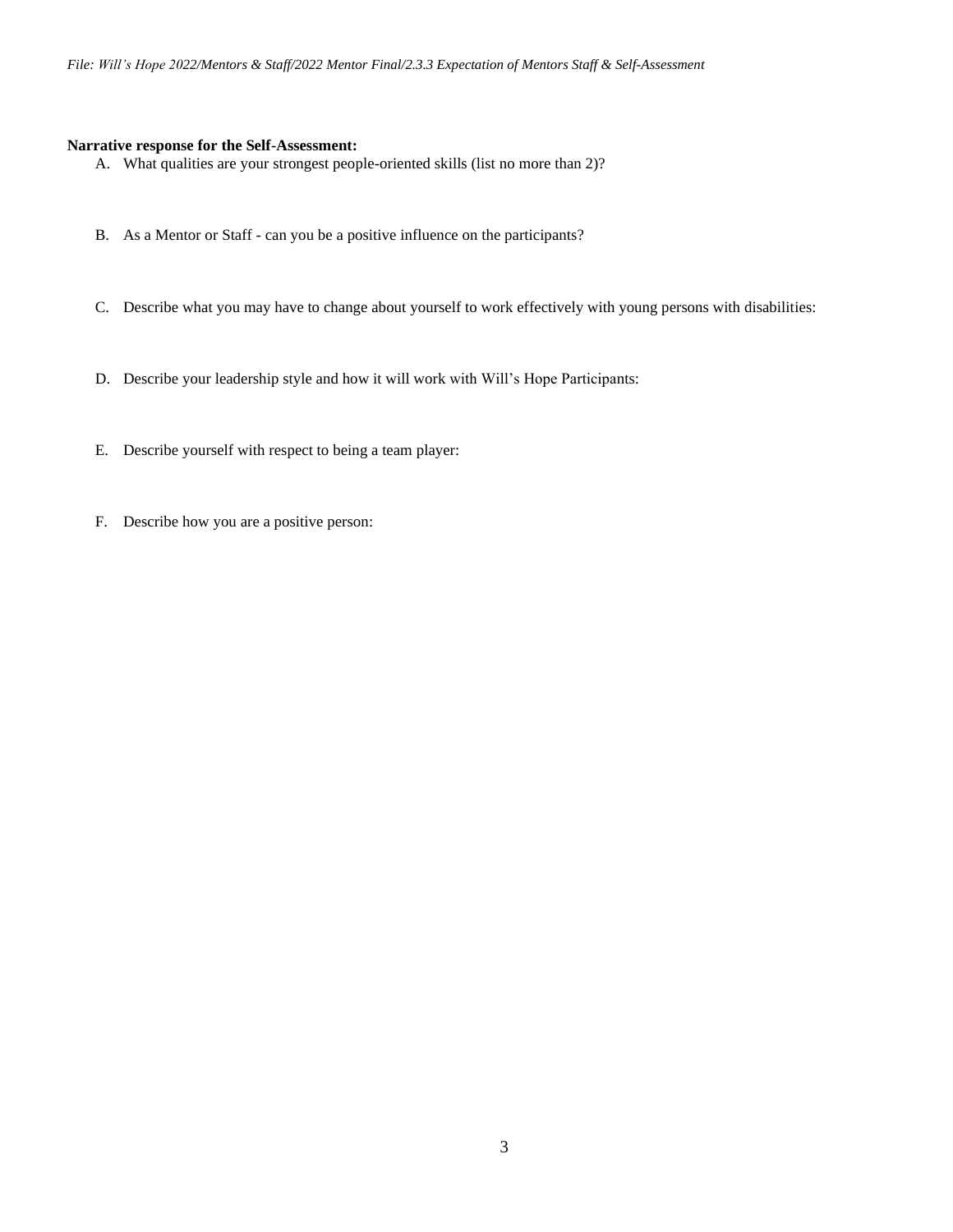*File: Will's Hope 2022/Mentors & Staff/2022 Mentor Final/2.3.3 Expectation of Mentors Staff & Self-Assessment*

**Narrative response for the Self-Assessment:**

A. What qualities are your strongest people-oriented skills (list no more than 2)?

B. As a Mentor or Staff - can you be a positive influence on the participants?

C. Describe what you may have to change about yourself to work effectively with young persons with disabilities:

D. Describe your leadership style and how it will work with Will's Hope Participants:

E. Describe yourself with respect to being a team player:

F. Describe how you are a positive person: